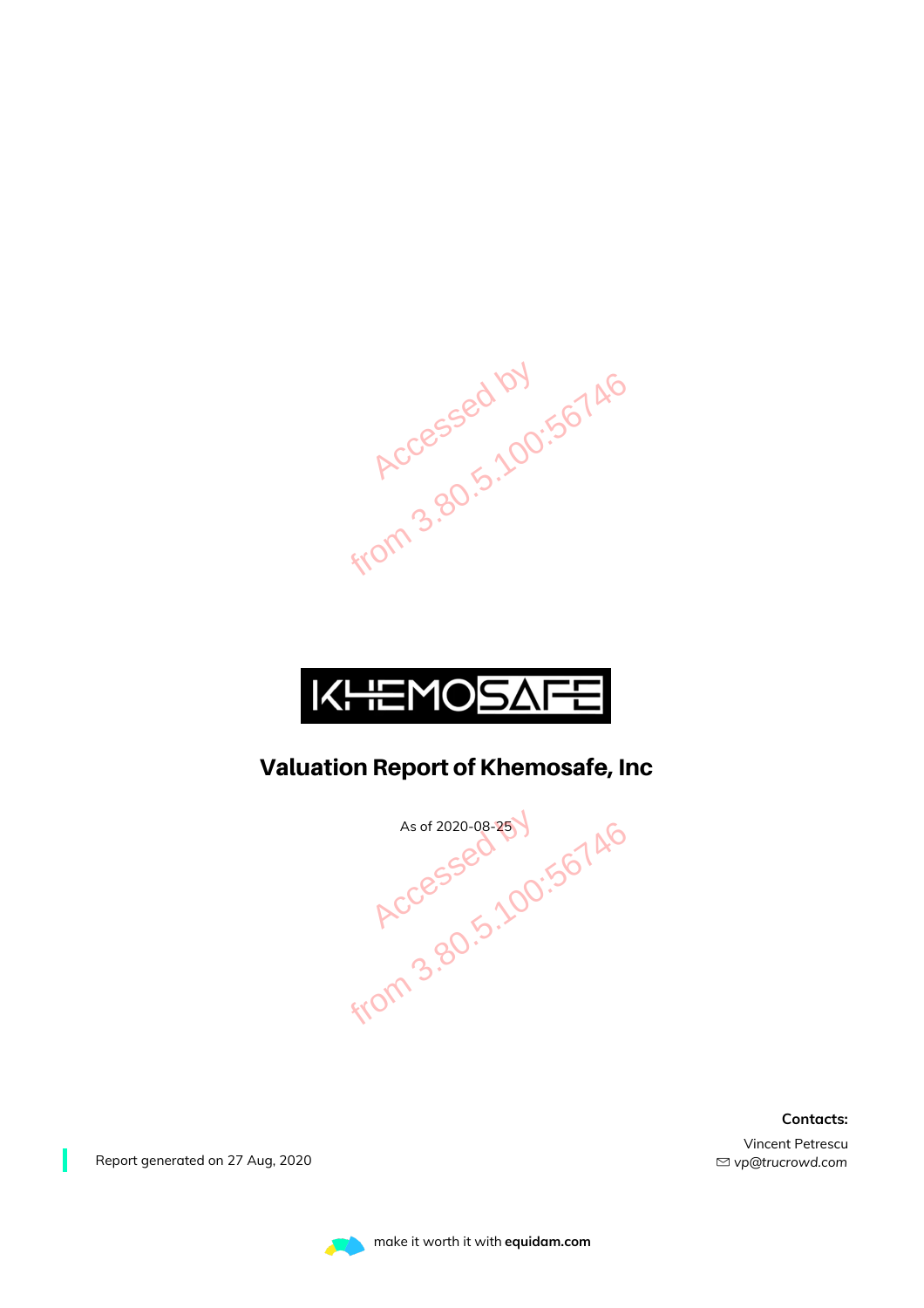# Valuation Report of Khemosafe, Inc

As of 2020-08-25

Report generated on 27 Aug, 2020

**Contacts:**

Vincent Petrescu
vp@trucrowd.com

make it worth it with **equidam.com**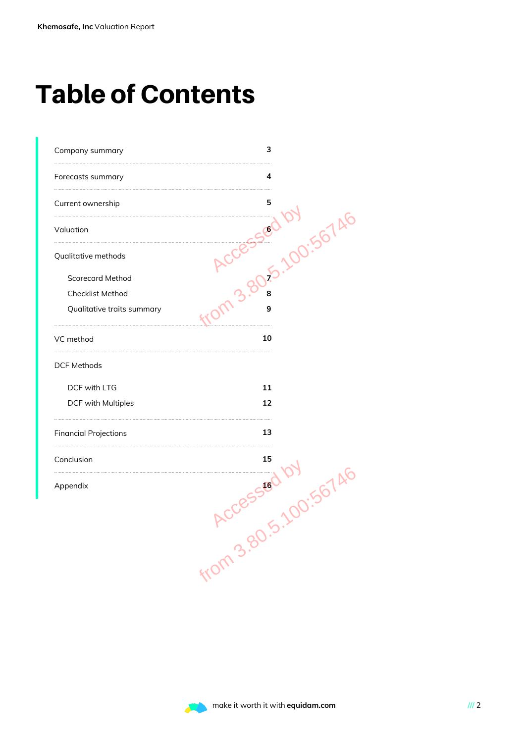# Table of Contents

| | |
|---|---|
| Company summary | 3 |
| Forecasts summary | 4 |
| Current ownership | 5 |
| Valuation | 6 |
| Qualitative methods | |
| Scorecard Method | 7 |
| Checklist Method | 8 |
| Qualitative traits summary | 9 |
| VC method | 10 |
| DCF Methods | |
| DCF with LTG | 11 |
| DCF with Multiples | 12 |
| Financial Projections | 13 |
| Conclusion | 15 |
| Appendix | 16 |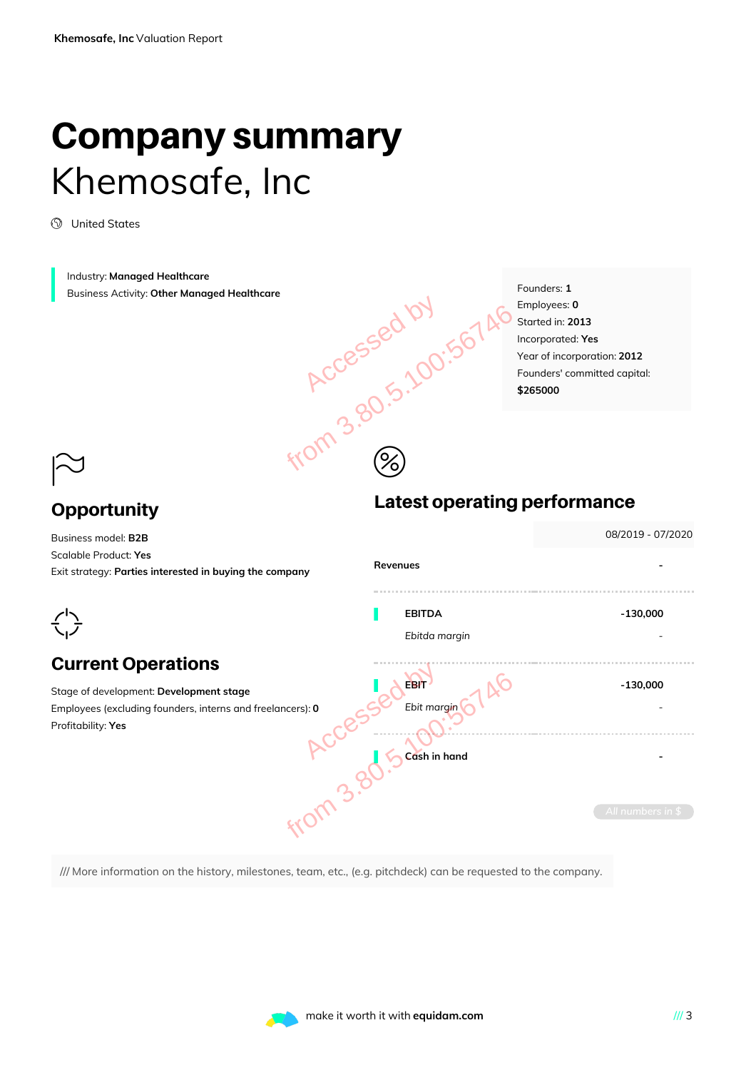# Company summary

## Khemosafe, Inc

United States

Industry: **Managed Healthcare**
Business Activity: **Other Managed Healthcare**

Founders: **1**
Employees: **0**
Started in: **2013**
Incorporated: **Yes**
Year of incorporation: **2012**
Founders' committed capital: **$265000**

### Opportunity

Business model: **B2B**
Scalable Product: **Yes**
Exit strategy: **Parties interested in buying the company**

### Current Operations

Stage of development: **Development stage**
Employees (excluding founders, interns and freelancers): **0**
Profitability: **Yes**

### Latest operating performance

| | 08/2019 - 07/2020 |
|---|---|
| **Revenues** | - |
| **EBITDA** | -130,000 |
| *Ebitda margin* | - |
| **EBIT** | -130,000 |
| *Ebit margin* | - |
| **Cash in hand** | - |

All numbers in $

/// More information on the history, milestones, team, etc., (e.g. pitchdeck) can be requested to the company.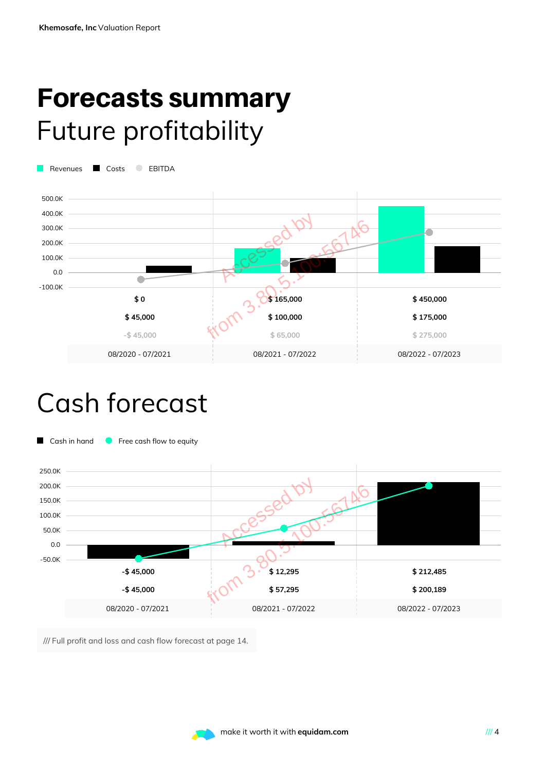# Forecasts summary

## Future profitability

| | 08/2020 - 07/2021 | 08/2021 - 07/2022 | 08/2022 - 07/2023 |
|---|---|---|---|
| Revenues | $ 0 | $ 165,000 | $ 450,000 |
| Costs | $ 45,000 | $ 100,000 | $ 175,000 |
| EBITDA | -$ 45,000 | $ 65,000 | $ 275,000 |

## Cash forecast

| | 08/2020 - 07/2021 | 08/2021 - 07/2022 | 08/2022 - 07/2023 |
|---|---|---|---|
| Cash in hand | -$ 45,000 | $ 12,295 | $ 212,485 |
| Free cash flow to equity | -$ 45,000 | $ 57,295 | $ 200,189 |

/// Full profit and loss and cash flow forecast at page 14.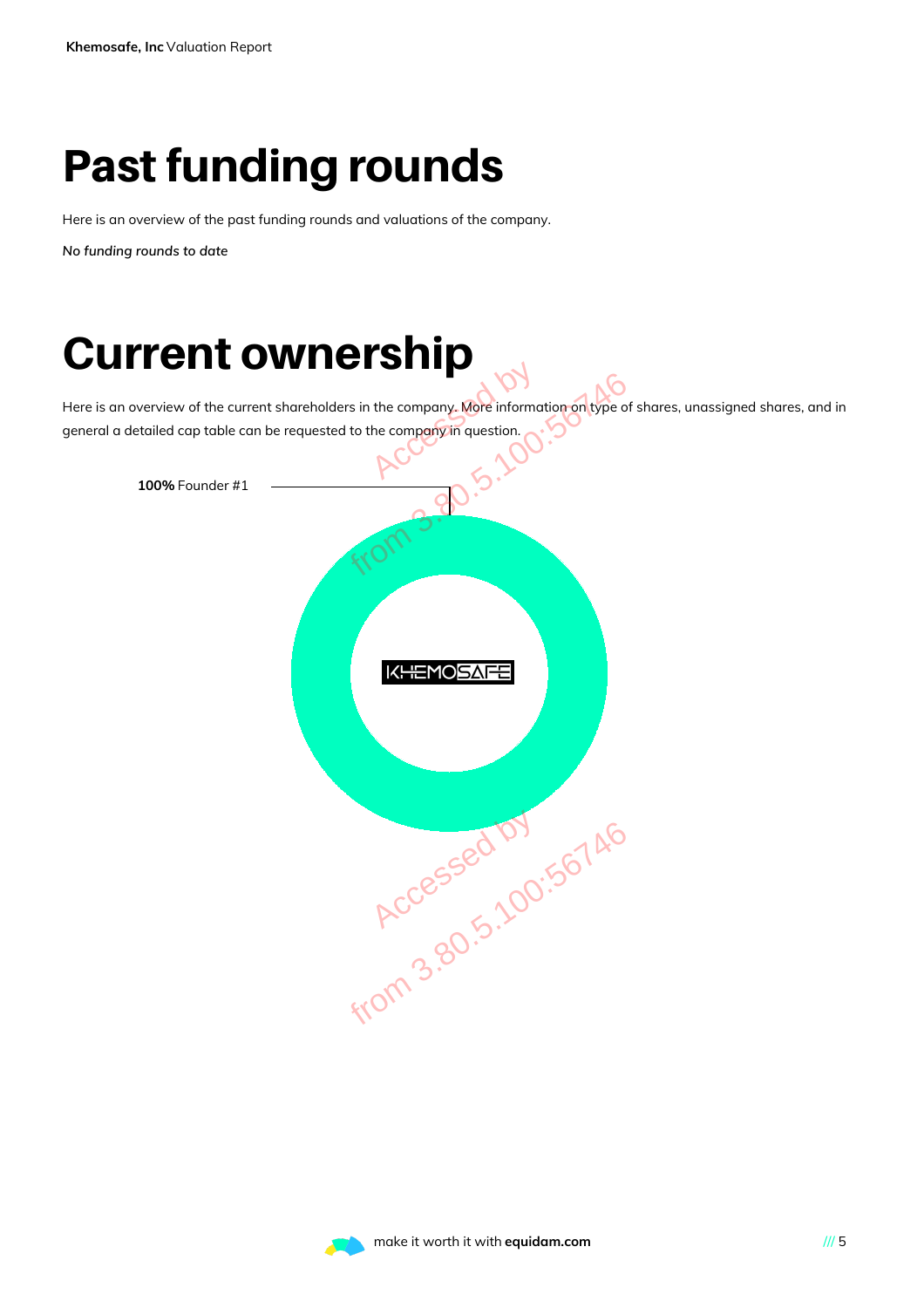# Past funding rounds

Here is an overview of the past funding rounds and valuations of the company.

*No funding rounds to date*

# Current ownership

Here is an overview of the current shareholders in the company. More information on type of shares, unassigned shares, and in general a detailed cap table can be requested to the company in question.

**100%** Founder #1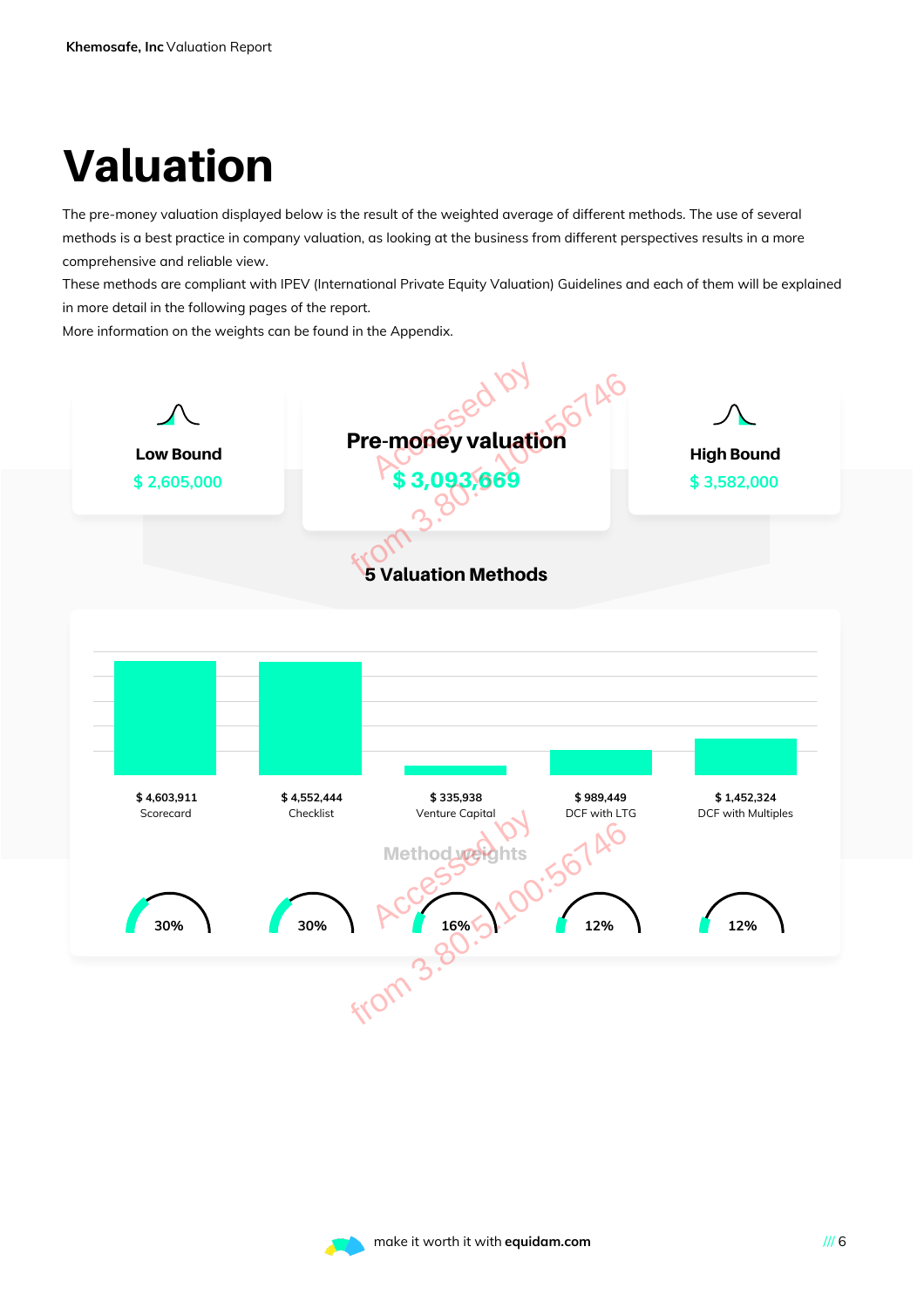# Valuation

The pre-money valuation displayed below is the result of the weighted average of different methods. The use of several methods is a best practice in company valuation, as looking at the business from different perspectives results in a more comprehensive and reliable view.

These methods are compliant with IPEV (International Private Equity Valuation) Guidelines and each of them will be explained in more detail in the following pages of the report.

More information on the weights can be found in the Appendix.

| Low Bound | Pre-money valuation | High Bound |
|---|---|---|
| $ 2,605,000 | $ 3,093,669 | $ 3,582,000 |

## 5 Valuation Methods

| Method | Value | Method weights |
|---|---|---|
| Scorecard | $ 4,603,911 | 30% |
| Checklist | $ 4,552,444 | 30% |
| Venture Capital | $ 335,938 | 16% |
| DCF with LTG | $ 989,449 | 12% |
| DCF with Multiples | $ 1,452,324 | 12% |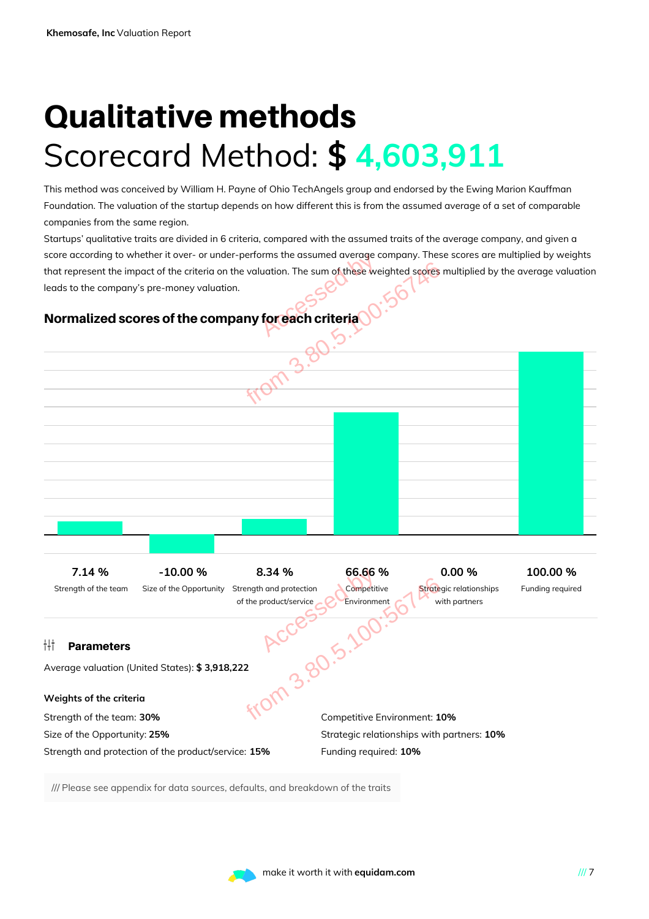# Qualitative methods

## Scorecard Method: $ 4,603,911

This method was conceived by William H. Payne of Ohio TechAngels group and endorsed by the Ewing Marion Kauffman Foundation. The valuation of the startup depends on how different this is from the assumed average of a set of comparable companies from the same region.

Startups' qualitative traits are divided in 6 criteria, compared with the assumed traits of the average company, and given a score according to whether it over- or under-performs the assumed average company. These scores are multiplied by weights that represent the impact of the criteria on the valuation. The sum of these weighted scores multiplied by the average valuation leads to the company's pre-money valuation.

### Normalized scores of the company for each criteria

| Strength of the team | Size of the Opportunity | Strength and protection of the product/service | Competitive Environment | Strategic relationships with partners | Funding required |
|---|---|---|---|---|---|
| 7.14 % | -10.00 % | 8.34 % | 66.66 % | 0.00 % | 100.00 % |

### Parameters

Average valuation (United States): **$ 3,918,222**

**Weights of the criteria**

Strength of the team: **30%**
Size of the Opportunity: **25%**
Strength and protection of the product/service: **15%**
Competitive Environment: **10%**
Strategic relationships with partners: **10%**
Funding required: **10%**

/// Please see appendix for data sources, defaults, and breakdown of the traits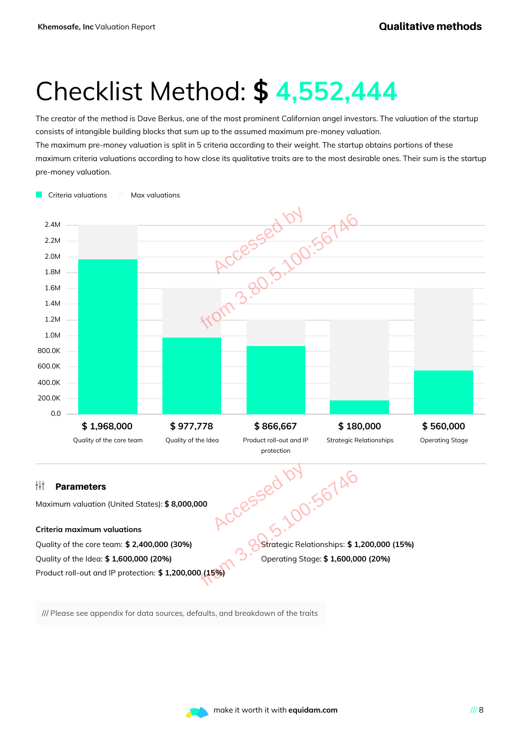# Checklist Method: $ 4,552,444

The creator of the method is Dave Berkus, one of the most prominent Californian angel investors. The valuation of the startup consists of intangible building blocks that sum up to the assumed maximum pre-money valuation.
The maximum pre-money valuation is split in 5 criteria according to their weight. The startup obtains portions of these maximum criteria valuations according to how close its qualitative traits are to the most desirable ones. Their sum is the startup pre-money valuation.

Criteria valuations | Max valuations

| Criteria | Criteria valuation | Max valuation |
|---|---|---|
| Quality of the core team | $ 1,968,000 | $ 2,400,000 |
| Quality of the Idea | $ 977,778 | $ 1,600,000 |
| Product roll-out and IP protection | $ 866,667 | $ 1,200,000 |
| Strategic Relationships | $ 180,000 | $ 1,200,000 |
| Operating Stage | $ 560,000 | $ 1,600,000 |

### Parameters

Maximum valuation (United States): **$ 8,000,000**

**Criteria maximum valuations**

Quality of the core team: **$ 2,400,000 (30%)**
Quality of the Idea: **$ 1,600,000 (20%)**
Product roll-out and IP protection: **$ 1,200,000 (15%)**
Strategic Relationships: **$ 1,200,000 (15%)**
Operating Stage: **$ 1,600,000 (20%)**

/// Please see appendix for data sources, defaults, and breakdown of the traits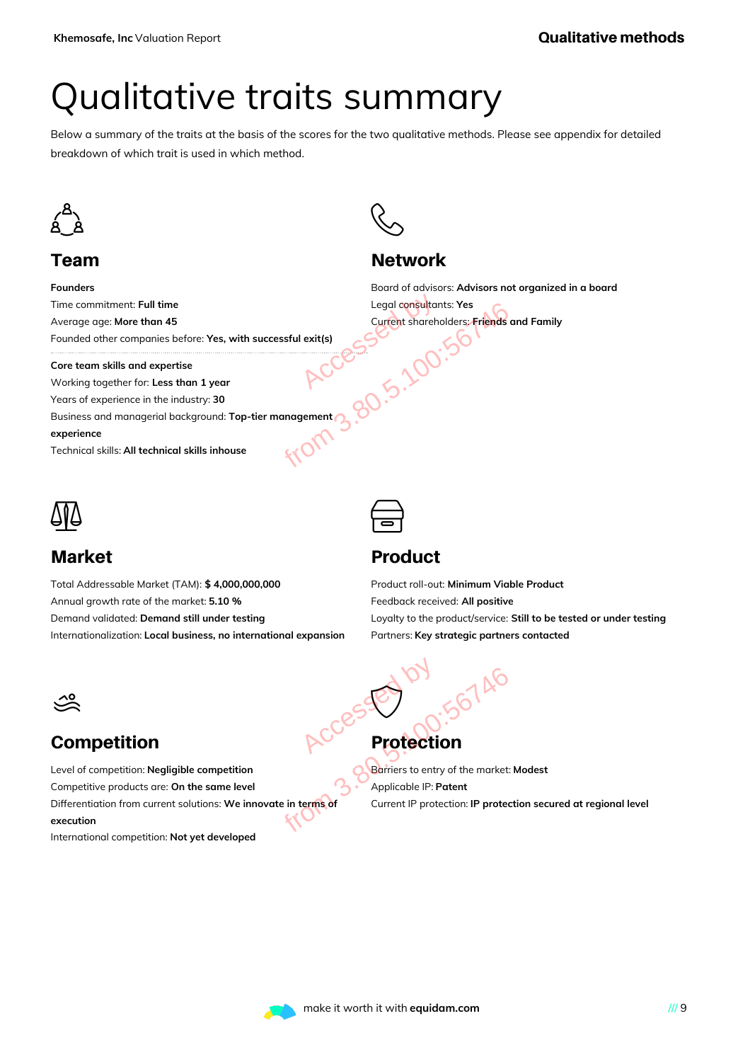# Qualitative traits summary

Below a summary of the traits at the basis of the scores for the two qualitative methods. Please see appendix for detailed breakdown of which trait is used in which method.

## Team

**Founders**

Time commitment: **Full time**

Average age: **More than 45**

Founded other companies before: **Yes, with successful exit(s)**

**Core team skills and expertise**

Working together for: **Less than 1 year**

Years of experience in the industry: **30**

Business and managerial background: **Top-tier management experience**

Technical skills: **All technical skills inhouse**

## Network

Board of advisors: **Advisors not organized in a board**

Legal consultants: **Yes**

Current shareholders: **Friends and Family**

## Market

Total Addressable Market (TAM): **$ 4,000,000,000**

Annual growth rate of the market: **5.10 %**

Demand validated: **Demand still under testing**

Internationalization: **Local business, no international expansion**

## Product

Product roll-out: **Minimum Viable Product**

Feedback received: **All positive**

Loyalty to the product/service: **Still to be tested or under testing**

Partners: **Key strategic partners contacted**

## Competition

Level of competition: **Negligible competition**

Competitive products are: **On the same level**

Differentiation from current solutions: **We innovate in terms of execution**

International competition: **Not yet developed**

## Protection

Barriers to entry of the market: **Modest**

Applicable IP: **Patent**

Current IP protection: **IP protection secured at regional level**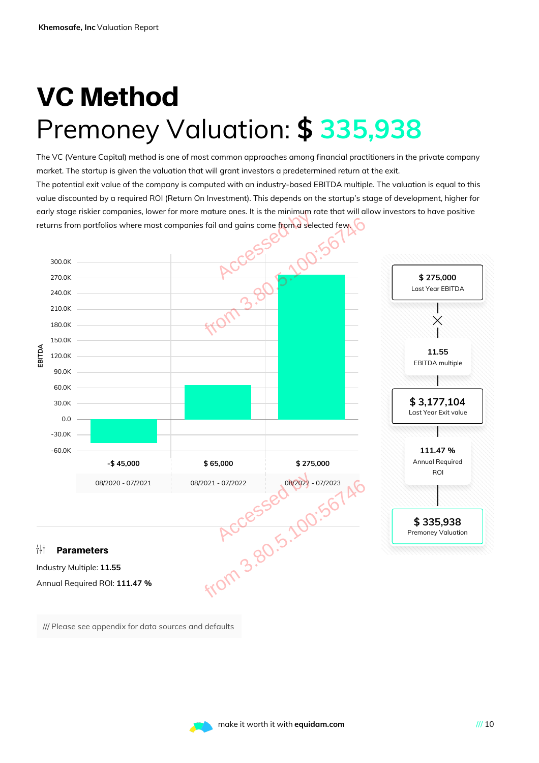# VC Method

## Premoney Valuation: $ 335,938

The VC (Venture Capital) method is one of most common approaches among financial practitioners in the private company market. The startup is given the valuation that will grant investors a predetermined return at the exit.
The potential exit value of the company is computed with an industry-based EBITDA multiple. The valuation is equal to this value discounted by a required ROI (Return On Investment). This depends on the startup's stage of development, higher for early stage riskier companies, lower for more mature ones. It is the minimum rate that will allow investors to have positive returns from portfolios where most companies fail and gains come from a selected few.

| EBITDA | 08/2020 - 07/2021 | 08/2021 - 07/2022 | 08/2022 - 07/2023 |
|---|---|---|---|
| | -$ 45,000 | $ 65,000 | $ 275,000 |

**$ 275,000**
Last Year EBITDA

×

**11.55**
EBITDA multiple

**$ 3,177,104**
Last Year Exit value

**111.47 %**
Annual Required ROI

**$ 335,938**
Premoney Valuation

### Parameters

Industry Multiple: **11.55**

Annual Required ROI: **111.47 %**

/// Please see appendix for data sources and defaults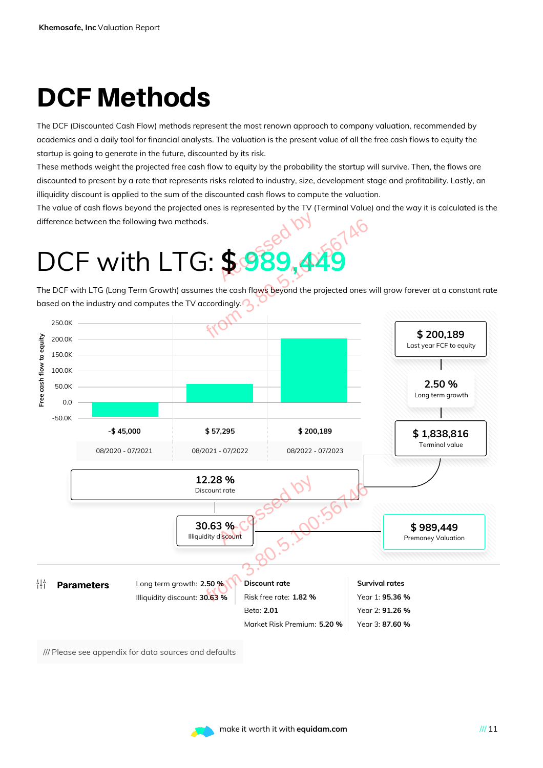# DCF Methods

The DCF (Discounted Cash Flow) methods represent the most renown approach to company valuation, recommended by academics and a daily tool for financial analysts. The valuation is the present value of all the free cash flows to equity the startup is going to generate in the future, discounted by its risk.

These methods weight the projected free cash flow to equity by the probability the startup will survive. Then, the flows are discounted to present by a rate that represents risks related to industry, size, development stage and profitability. Lastly, an illiquidity discount is applied to the sum of the discounted cash flows to compute the valuation.

The value of cash flows beyond the projected ones is represented by the TV (Terminal Value) and the way it is calculated is the difference between the following two methods.

## DCF with LTG: $ 989,449

The DCF with LTG (Long Term Growth) assumes the cash flows beyond the projected ones will grow forever at a constant rate based on the industry and computes the TV accordingly.

| Period | Free cash flow to equity |
| --- | --- |
| 08/2020 - 07/2021 | -$ 45,000 |
| 08/2021 - 07/2022 | $ 57,295 |
| 08/2022 - 07/2023 | $ 200,189 |

- $ 200,189 — Last year FCF to equity
- 2.50 % — Long term growth
- $ 1,838,816 — Terminal value
- 12.28 % — Discount rate
- 30.63 % — Illiquidity discount
- $ 989,449 — Premoney Valuation

**Parameters**

Long term growth: **2.50 %**
Illiquidity discount: **30.63 %**

**Discount rate**
Risk free rate: **1.82 %**
Beta: **2.01**
Market Risk Premium: **5.20 %**

**Survival rates**
Year 1: **95.36 %**
Year 2: **91.26 %**
Year 3: **87.60 %**

/// Please see appendix for data sources and defaults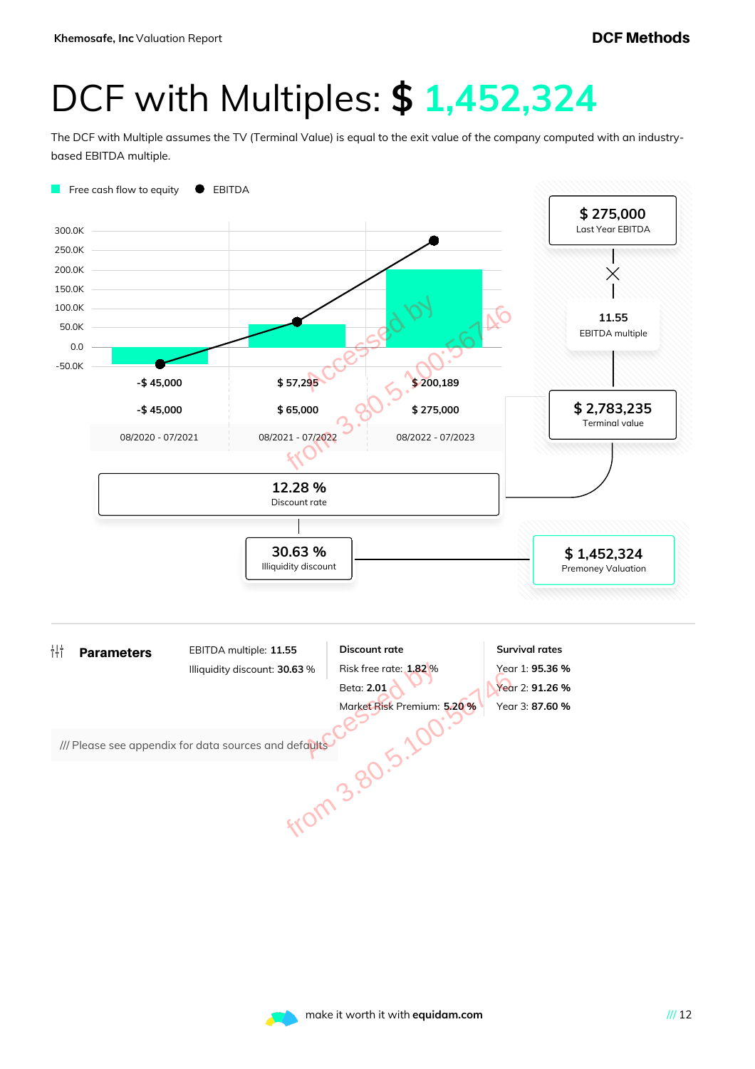# DCF with Multiples: $ 1,452,324

The DCF with Multiple assumes the TV (Terminal Value) is equal to the exit value of the company computed with an industry-based EBITDA multiple.

| | 08/2020 - 07/2021 | 08/2021 - 07/2022 | 08/2022 - 07/2023 |
|---|---|---|---|
| Free cash flow to equity | -$ 45,000 | $ 57,295 | $ 200,189 |
| EBITDA | -$ 45,000 | $ 65,000 | $ 275,000 |

**$ 275,000** Last Year EBITDA

× **11.55** EBITDA multiple

= **$ 2,783,235** Terminal value

**12.28 %** Discount rate

**30.63 %** Illiquidity discount

**$ 1,452,324** Premoney Valuation

## Parameters

EBITDA multiple: **11.55**

Illiquidity discount: **30.63 %**

**Discount rate**

Risk free rate: **1.82 %**

Beta: **2.01**

Market Risk Premium: **5.20 %**

**Survival rates**

Year 1: **95.36 %**

Year 2: **91.26 %**

Year 3: **87.60 %**

/// Please see appendix for data sources and defaults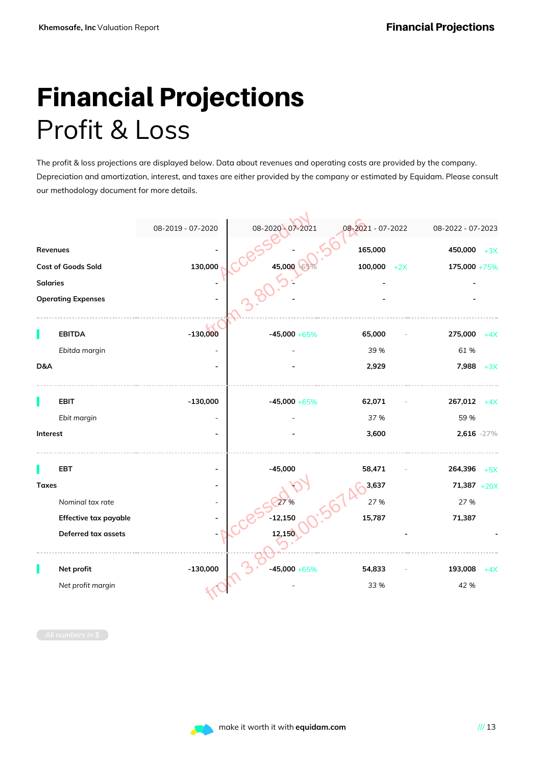# Financial Projections

## Profit & Loss

The profit & loss projections are displayed below. Data about revenues and operating costs are provided by the company. Depreciation and amortization, interest, and taxes are either provided by the company or estimated by Equidam. Please consult our methodology document for more details.

| | 08-2019 - 07-2020 | 08-2020 - 07-2021 | 08-2021 - 07-2022 | 08-2022 - 07-2023 |
|---|---|---|---|---|
| **Revenues** | - | - | 165,000 | 450,000 +3X |
| **Cost of Goods Sold** | 130,000 | 45,000 -65% | 100,000 +2X | 175,000 +75% |
| **Salaries** | - | - | - | - |
| **Operating Expenses** | - | - | - | - |
| **EBITDA** | -130,000 | -45,000 +65% | 65,000 - | 275,000 +4X |
| *Ebitda margin* | - | - | 39 % | 61 % |
| **D&A** | - | - | 2,929 | 7,988 +3X |
| **EBIT** | -130,000 | -45,000 +65% | 62,071 - | 267,012 +4X |
| *Ebit margin* | - | - | 37 % | 59 % |
| **Interest** | - | - | 3,600 | 2,616 -27% |
| **EBT** | - | -45,000 | 58,471 - | 264,396 +5X |
| **Taxes** | - | - | 3,637 | 71,387 +20X |
| *Nominal tax rate* | - | 27 % | 27 % | 27 % |
| **Effective tax payable** | - | -12,150 | 15,787 | 71,387 |
| **Deferred tax assets** | - | 12,150 | - | - |
| **Net profit** | -130,000 | -45,000 +65% | 54,833 - | 193,008 +4X |
| *Net profit margin* | - | - | 33 % | 42 % |

All numbers in $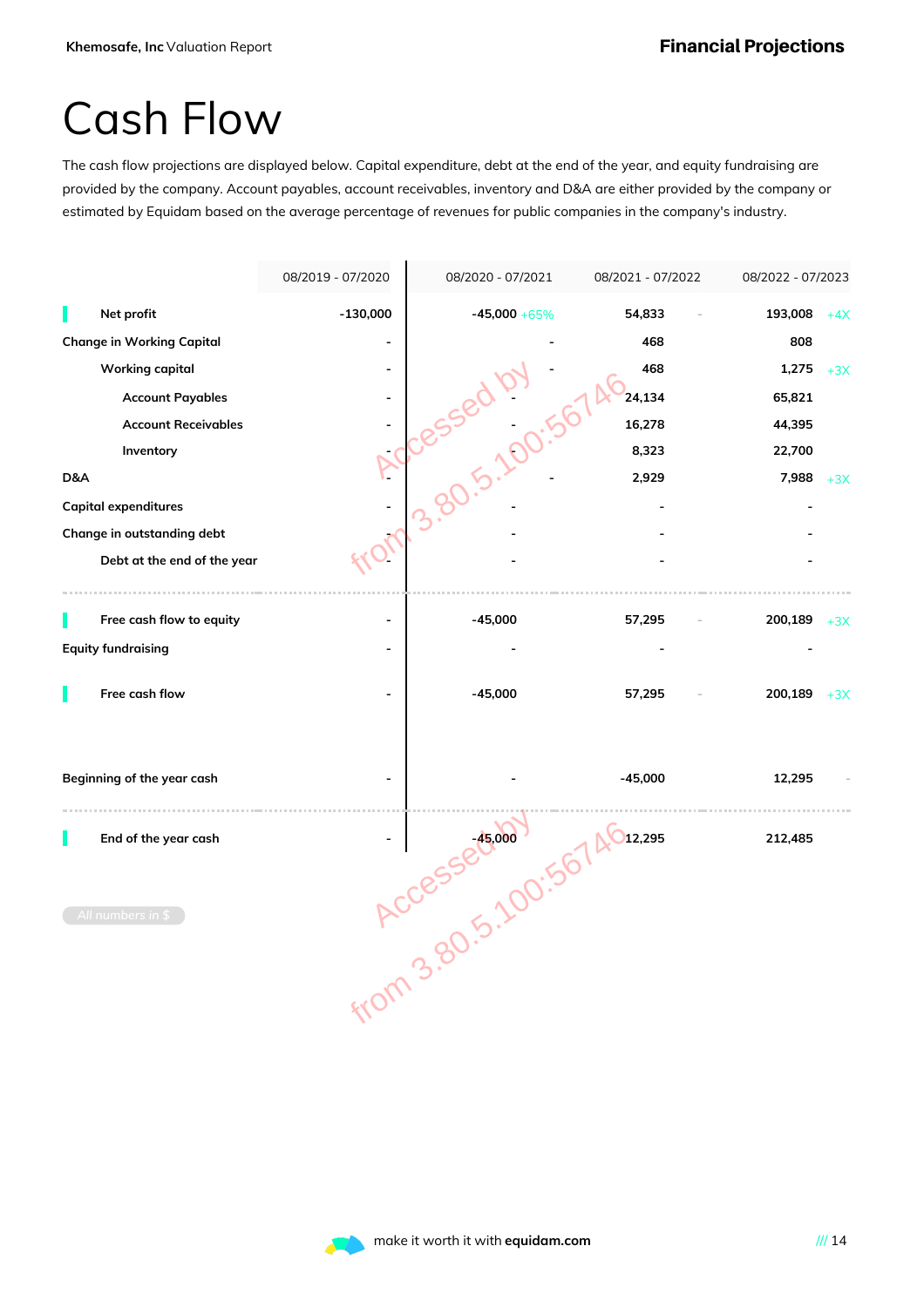# Cash Flow

The cash flow projections are displayed below. Capital expenditure, debt at the end of the year, and equity fundraising are provided by the company. Account payables, account receivables, inventory and D&A are either provided by the company or estimated by Equidam based on the average percentage of revenues for public companies in the company's industry.

| | 08/2019 - 07/2020 | 08/2020 - 07/2021 | 08/2021 - 07/2022 | 08/2022 - 07/2023 |
|---|---|---|---|---|
| Net profit | -130,000 | -45,000 +65% | 54,833 - | 193,008 +4X |
| Change in Working Capital | - | - | 468 | 808 |
| Working capital | - | - | 468 | 1,275 +3X |
| Account Payables | - | - | 24,134 | 65,821 |
| Account Receivables | - | - | 16,278 | 44,395 |
| Inventory | - | - | 8,323 | 22,700 |
| D&A | - | - | 2,929 | 7,988 +3X |
| Capital expenditures | - | - | - | - |
| Change in outstanding debt | - | - | - | - |
| Debt at the end of the year | - | - | - | - |
| Free cash flow to equity | - | -45,000 | 57,295 - | 200,189 +3X |
| Equity fundraising | - | - | - | - |
| Free cash flow | - | -45,000 | 57,295 - | 200,189 +3X |
| Beginning of the year cash | - | - | -45,000 | 12,295 - |
| End of the year cash | - | -45,000 | 12,295 | 212,485 |

All numbers in $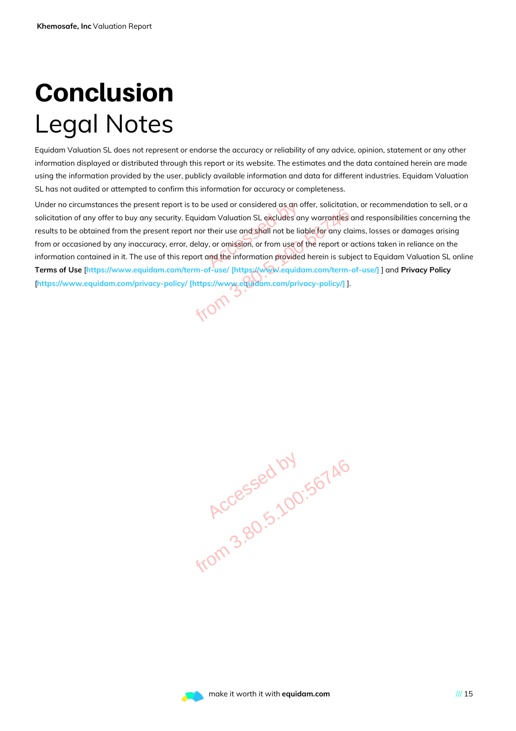# Conclusion

## Legal Notes

Equidam Valuation SL does not represent or endorse the accuracy or reliability of any advice, opinion, statement or any other information displayed or distributed through this report or its website. The estimates and the data contained herein are made using the information provided by the user, publicly available information and data for different industries. Equidam Valuation SL has not audited or attempted to confirm this information for accuracy or completeness.

Under no circumstances the present report is to be used or considered as an offer, solicitation, or recommendation to sell, or a solicitation of any offer to buy any security. Equidam Valuation SL excludes any warranties and responsibilities concerning the results to be obtained from the present report nor their use and shall not be liable for any claims, losses or damages arising from or occasioned by any inaccuracy, error, delay, or omission, or from use of the report or actions taken in reliance on the information contained in it. The use of this report and the information provided herein is subject to Equidam Valuation SL online **Terms of Use** [https://www.equidam.com/term-of-use/ [https://www.equidam.com/term-of-use/] ] and **Privacy Policy** [https://www.equidam.com/privacy-policy/ [https://www.equidam.com/privacy-policy/] ].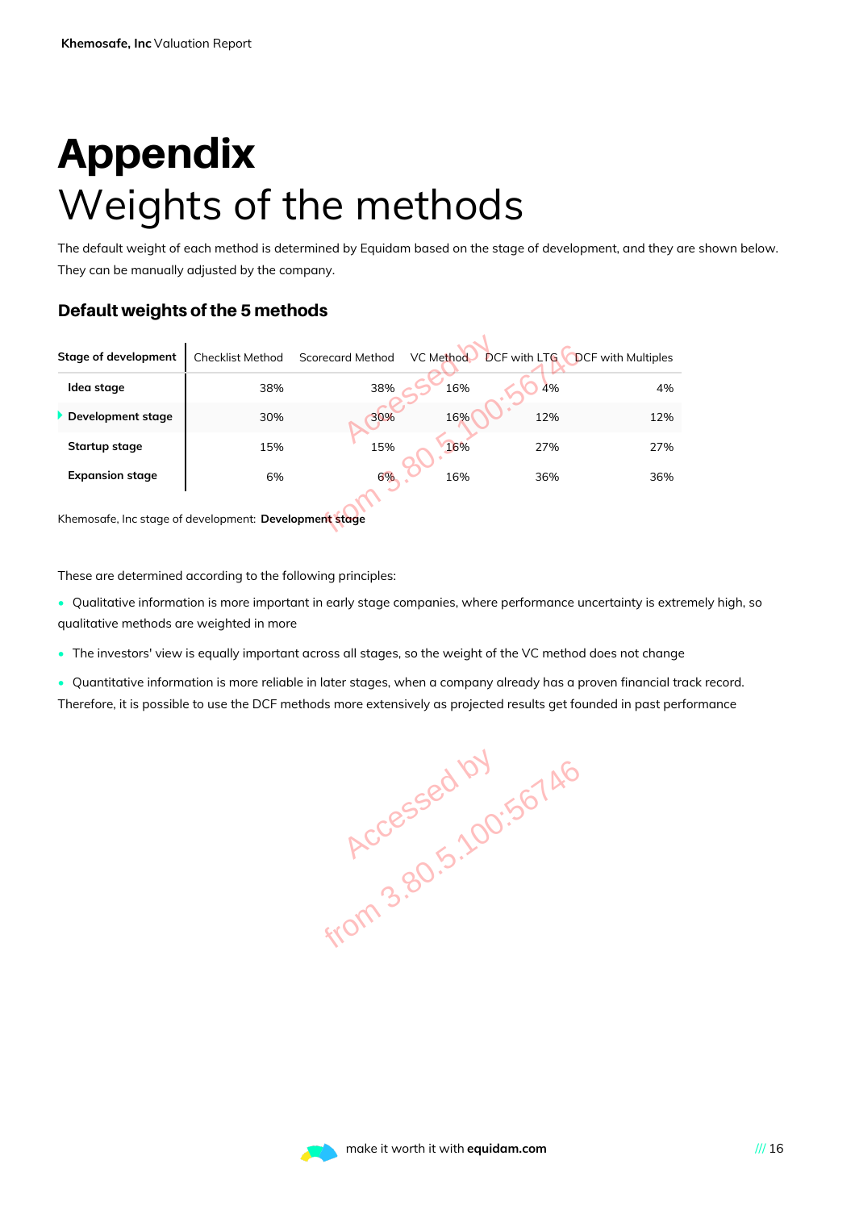# Appendix

## Weights of the methods

The default weight of each method is determined by Equidam based on the stage of development, and they are shown below. They can be manually adjusted by the company.

### Default weights of the 5 methods

| Stage of development | Checklist Method | Scorecard Method | VC Method | DCF with LTG | DCF with Multiples |
|---|---|---|---|---|---|
| Idea stage | 38% | 38% | 16% | 4% | 4% |
| Development stage | 30% | 30% | 16% | 12% | 12% |
| Startup stage | 15% | 15% | 16% | 27% | 27% |
| Expansion stage | 6% | 6% | 16% | 36% | 36% |

Khemosafe, Inc stage of development: **Development stage**

These are determined according to the following principles:

- Qualitative information is more important in early stage companies, where performance uncertainty is extremely high, so qualitative methods are weighted in more
- The investors' view is equally important across all stages, so the weight of the VC method does not change
- Quantitative information is more reliable in later stages, when a company already has a proven financial track record. Therefore, it is possible to use the DCF methods more extensively as projected results get founded in past performance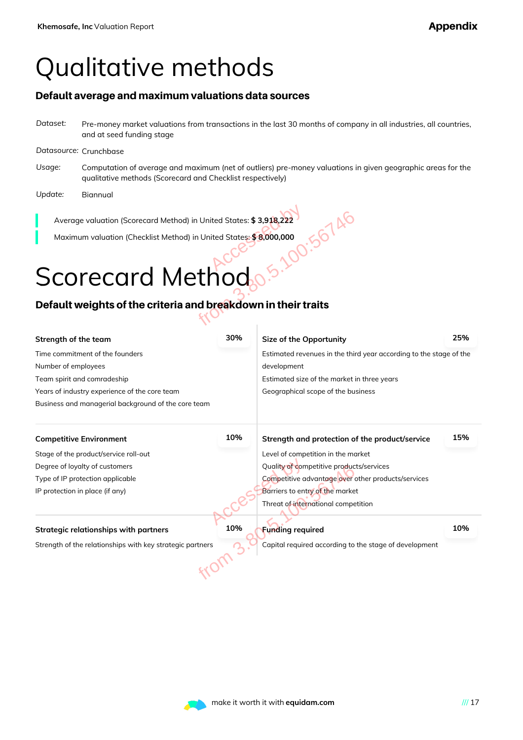# Qualitative methods

### Default average and maximum valuations data sources

| | |
|---|---|
| *Dataset:* | Pre-money market valuations from transactions in the last 30 months of company in all industries, all countries, and at seed funding stage |
| *Datasource:* | Crunchbase |
| *Usage:* | Computation of average and maximum (net of outliers) pre-money valuations in given geographic areas for the qualitative methods (Scorecard and Checklist respectively) |
| *Update:* | Biannual |

Average valuation (Scorecard Method) in United States: **$ 3,918,222**

Maximum valuation (Checklist Method) in United States: **$ 8,000,000**

# Scorecard Method

### Default weights of the criteria and breakdown in their traits

**Strength of the team** — **30%**

- Time commitment of the founders
- Number of employees
- Team spirit and comradeship
- Years of industry experience of the core team
- Business and managerial background of the core team

**Size of the Opportunity** — **25%**

- Estimated revenues in the third year according to the stage of the development
- Estimated size of the market in three years
- Geographical scope of the business

**Competitive Environment** — **10%**

- Stage of the product/service roll-out
- Degree of loyalty of customers
- Type of IP protection applicable
- IP protection in place (if any)

**Strength and protection of the product/service** — **15%**

- Level of competition in the market
- Quality of competitive products/services
- Competitive advantage over other products/services
- Barriers to entry of the market
- Threat of international competition

**Strategic relationships with partners** — **10%**

- Strength of the relationships with key strategic partners

**Funding required** — **10%**

- Capital required according to the stage of development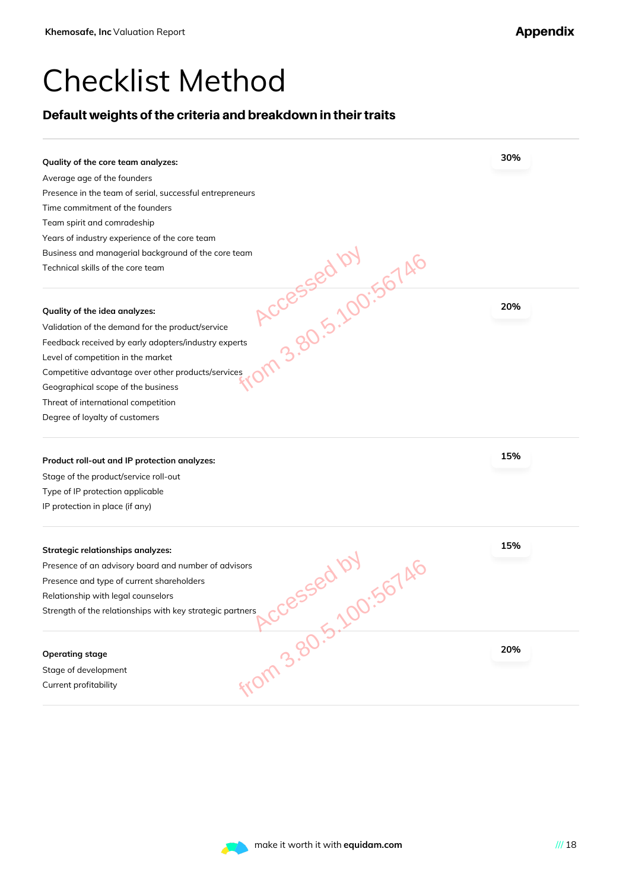# Checklist Method

## Default weights of the criteria and breakdown in their traits

**Quality of the core team analyzes:** **30%**

- Average age of the founders
- Presence in the team of serial, successful entrepreneurs
- Time commitment of the founders
- Team spirit and comradeship
- Years of industry experience of the core team
- Business and managerial background of the core team
- Technical skills of the core team

**Quality of the idea analyzes:** **20%**

- Validation of the demand for the product/service
- Feedback received by early adopters/industry experts
- Level of competition in the market
- Competitive advantage over other products/services
- Geographical scope of the business
- Threat of international competition
- Degree of loyalty of customers

**Product roll-out and IP protection analyzes:** **15%**

- Stage of the product/service roll-out
- Type of IP protection applicable
- IP protection in place (if any)

**Strategic relationships analyzes:** **15%**

- Presence of an advisory board and number of advisors
- Presence and type of current shareholders
- Relationship with legal counselors
- Strength of the relationships with key strategic partners

**Operating stage** **20%**

- Stage of development
- Current profitability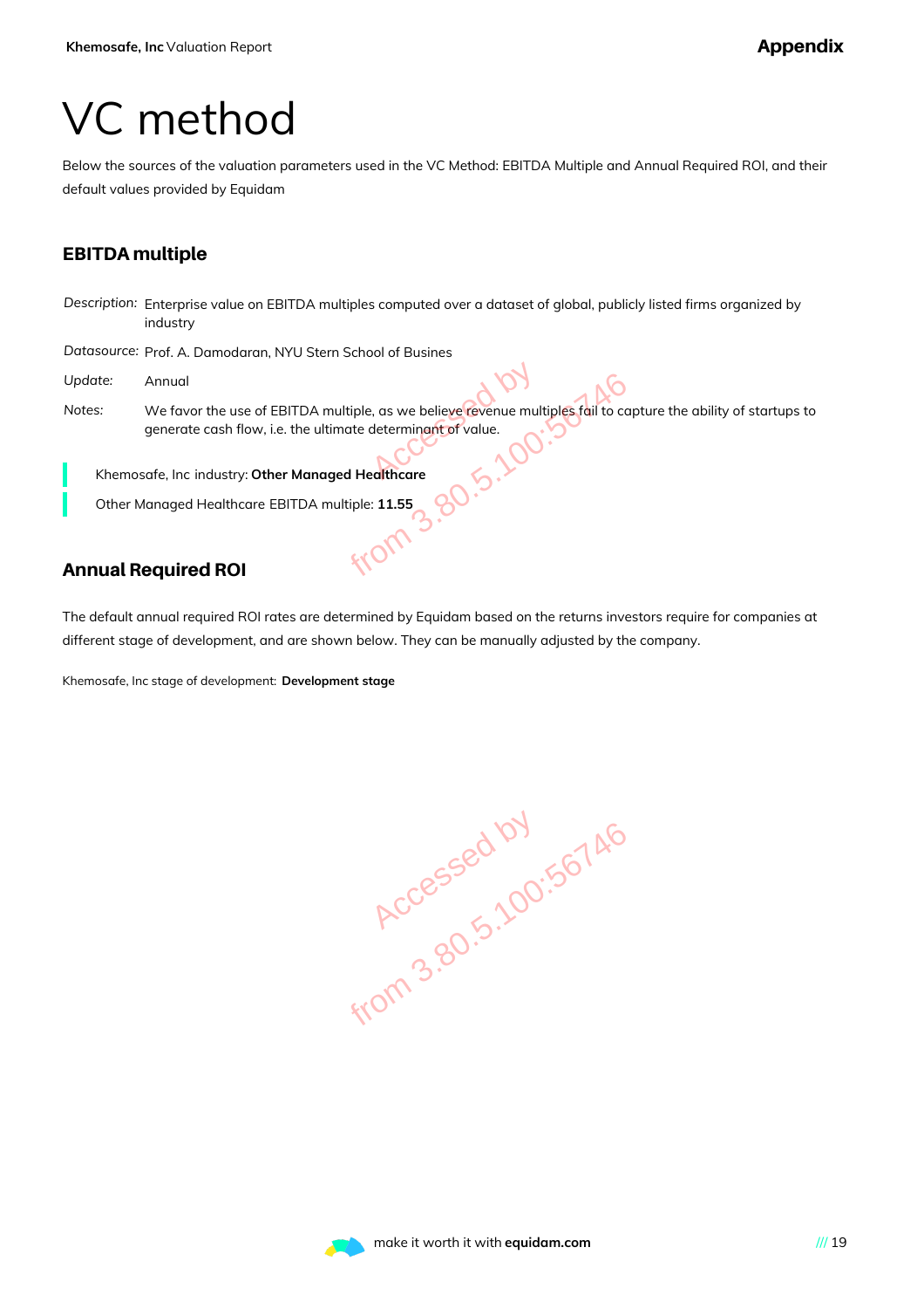# VC method

Below the sources of the valuation parameters used in the VC Method: EBITDA Multiple and Annual Required ROI, and their default values provided by Equidam

## EBITDA multiple

*Description:* Enterprise value on EBITDA multiples computed over a dataset of global, publicly listed firms organized by industry

*Datasource:* Prof. A. Damodaran, NYU Stern School of Busines

*Update:* Annual

*Notes:* We favor the use of EBITDA multiple, as we believe revenue multiples fail to capture the ability of startups to generate cash flow, i.e. the ultimate determinant of value.

> Khemosafe, Inc industry: **Other Managed Healthcare**

> Other Managed Healthcare EBITDA multiple: **11.55**

## Annual Required ROI

The default annual required ROI rates are determined by Equidam based on the returns investors require for companies at different stage of development, and are shown below. They can be manually adjusted by the company.

Khemosafe, Inc stage of development: **Development stage**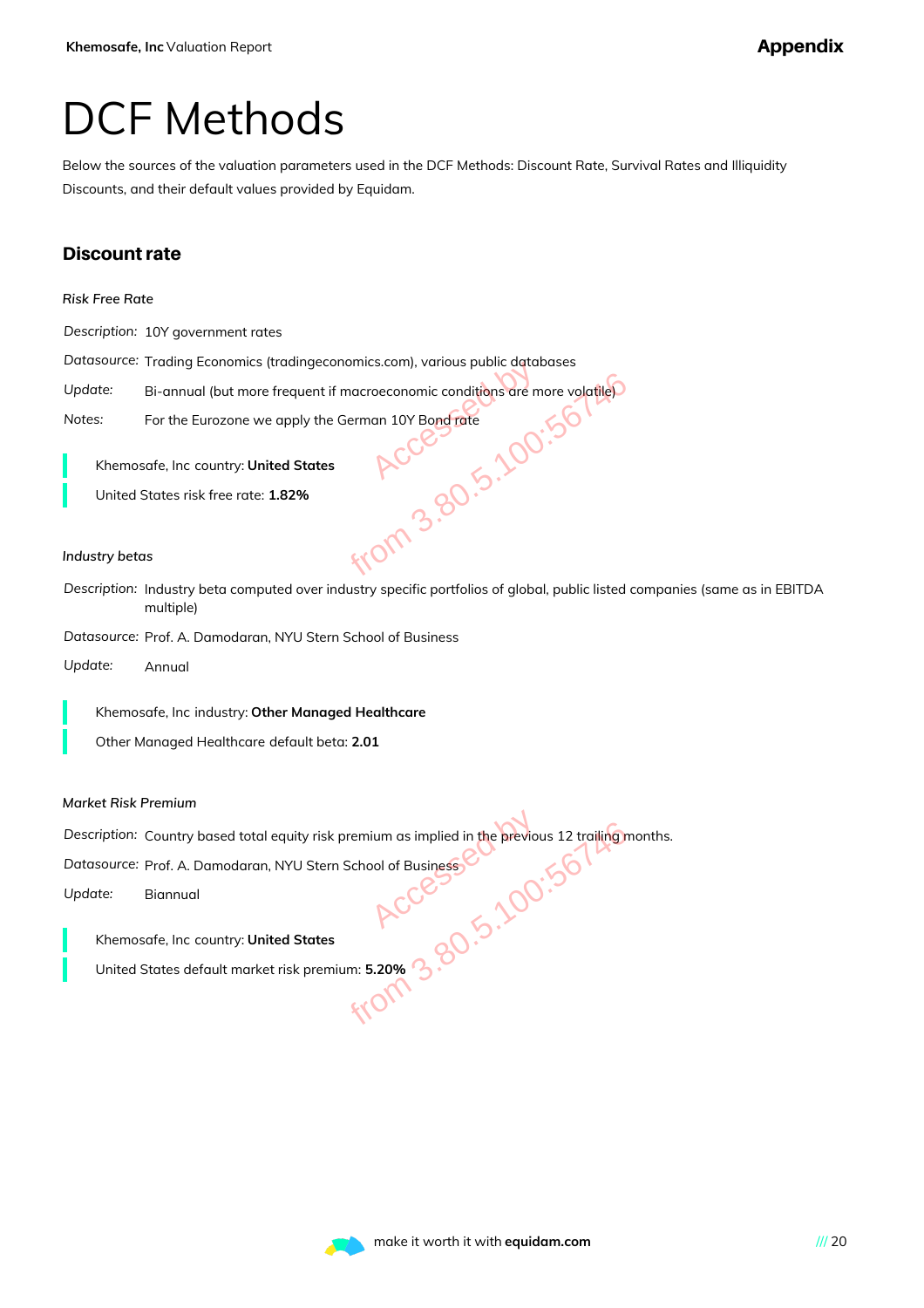# DCF Methods

Below the sources of the valuation parameters used in the DCF Methods: Discount Rate, Survival Rates and Illiquidity Discounts, and their default values provided by Equidam.

## Discount rate

*Risk Free Rate*

*Description:* 10Y government rates

*Datasource:* Trading Economics (tradingeconomics.com), various public databases

*Update:* Bi-annual (but more frequent if macroeconomic conditions are more volatile)

*Notes:* For the Eurozone we apply the German 10Y Bond rate

Khemosafe, Inc country: **United States**

United States risk free rate: **1.82%**

*Industry betas*

*Description:* Industry beta computed over industry specific portfolios of global, public listed companies (same as in EBITDA multiple)

*Datasource:* Prof. A. Damodaran, NYU Stern School of Business

*Update:* Annual

Khemosafe, Inc industry: **Other Managed Healthcare**

Other Managed Healthcare default beta: **2.01**

*Market Risk Premium*

*Description:* Country based total equity risk premium as implied in the previous 12 trailing months.

*Datasource:* Prof. A. Damodaran, NYU Stern School of Business

*Update:* Biannual

Khemosafe, Inc country: **United States**

United States default market risk premium: **5.20%**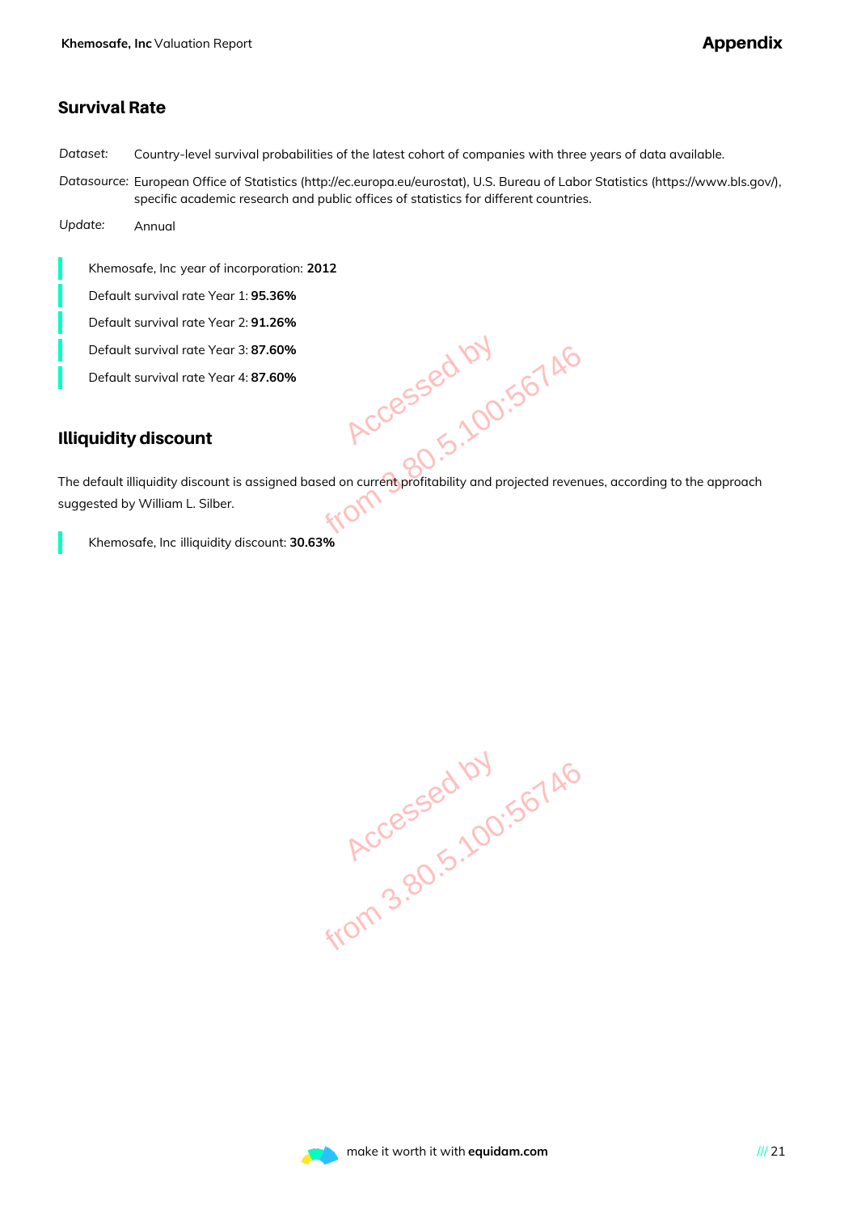## Survival Rate

*Dataset:* Country-level survival probabilities of the latest cohort of companies with three years of data available.

*Datasource:* European Office of Statistics (http://ec.europa.eu/eurostat), U.S. Bureau of Labor Statistics (https://www.bls.gov/), specific academic research and public offices of statistics for different countries.

*Update:* Annual

- Khemosafe, Inc year of incorporation: **2012**
- Default survival rate Year 1: **95.36%**
- Default survival rate Year 2: **91.26%**
- Default survival rate Year 3: **87.60%**
- Default survival rate Year 4: **87.60%**

## Illiquidity discount

The default illiquidity discount is assigned based on current profitability and projected revenues, according to the approach suggested by William L. Silber.

- Khemosafe, Inc illiquidity discount: **30.63%**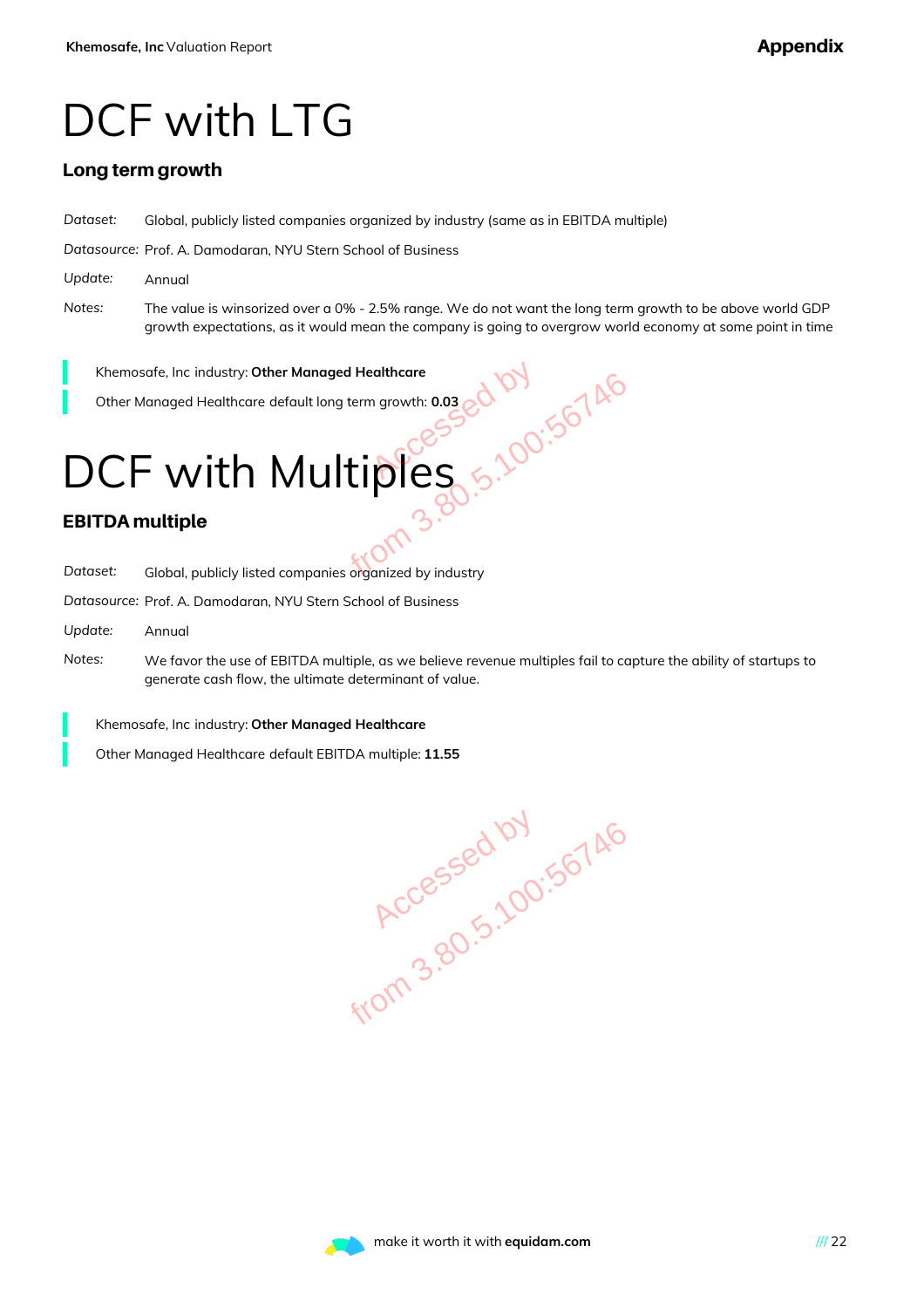# DCF with LTG

### Long term growth

*Dataset:* Global, publicly listed companies organized by industry (same as in EBITDA multiple)

*Datasource:* Prof. A. Damodaran, NYU Stern School of Business

*Update:* Annual

*Notes:* The value is winsorized over a 0% - 2.5% range. We do not want the long term growth to be above world GDP growth expectations, as it would mean the company is going to overgrow world economy at some point in time

Khemosafe, Inc industry: **Other Managed Healthcare**

Other Managed Healthcare default long term growth: **0.03**

# DCF with Multiples

### EBITDA multiple

*Dataset:* Global, publicly listed companies organized by industry

*Datasource:* Prof. A. Damodaran, NYU Stern School of Business

*Update:* Annual

*Notes:* We favor the use of EBITDA multiple, as we believe revenue multiples fail to capture the ability of startups to generate cash flow, the ultimate determinant of value.

Khemosafe, Inc industry: **Other Managed Healthcare**

Other Managed Healthcare default EBITDA multiple: **11.55**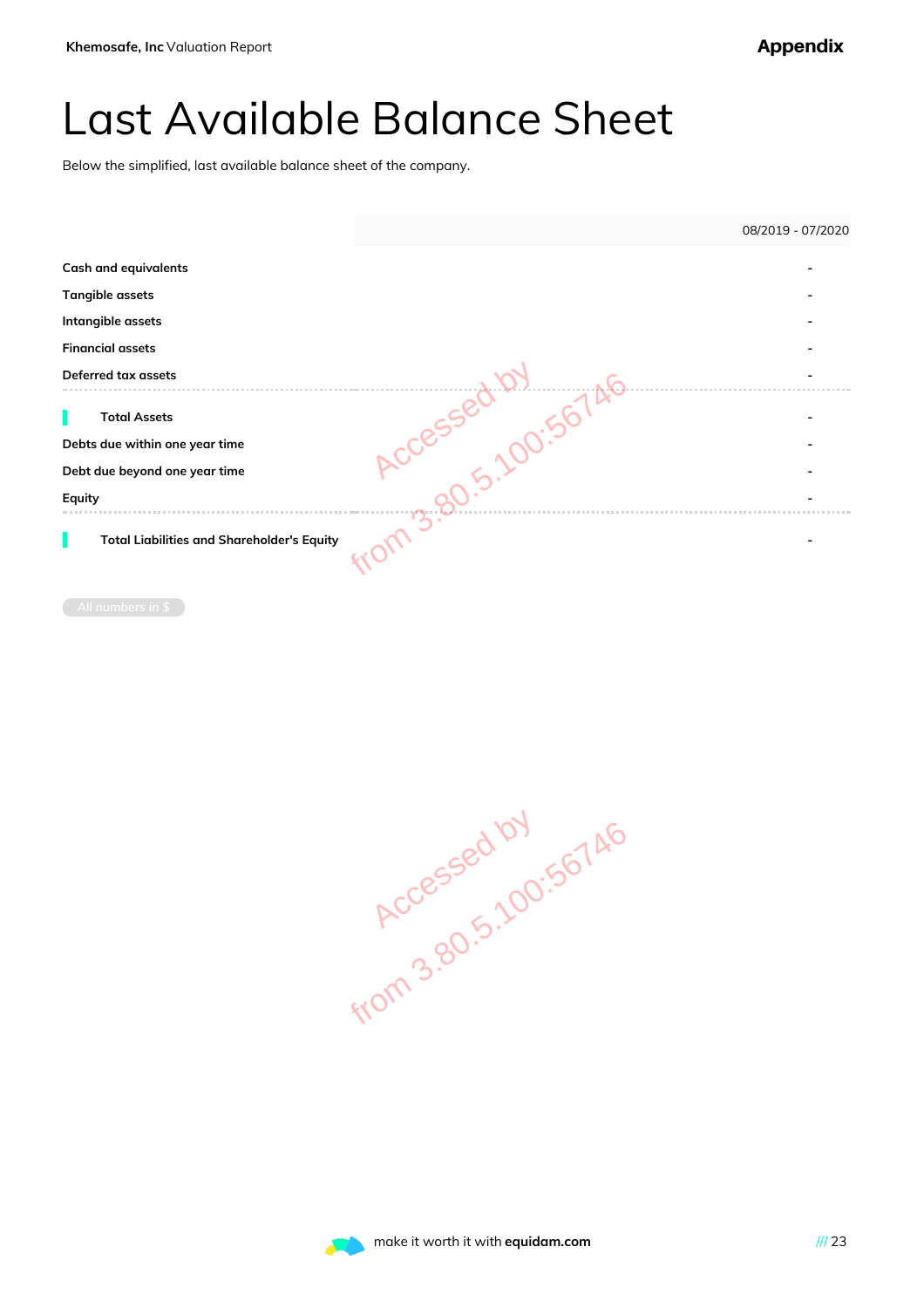# Last Available Balance Sheet

Below the simplified, last available balance sheet of the company.

| | 08/2019 - 07/2020 |
|---|---|
| Cash and equivalents | - |
| Tangible assets | - |
| Intangible assets | - |
| Financial assets | - |
| Deferred tax assets | - |
| **Total Assets** | - |
| Debts due within one year time | - |
| Debt due beyond one year time | - |
| Equity | - |
| **Total Liabilities and Shareholder's Equity** | - |

All numbers in $